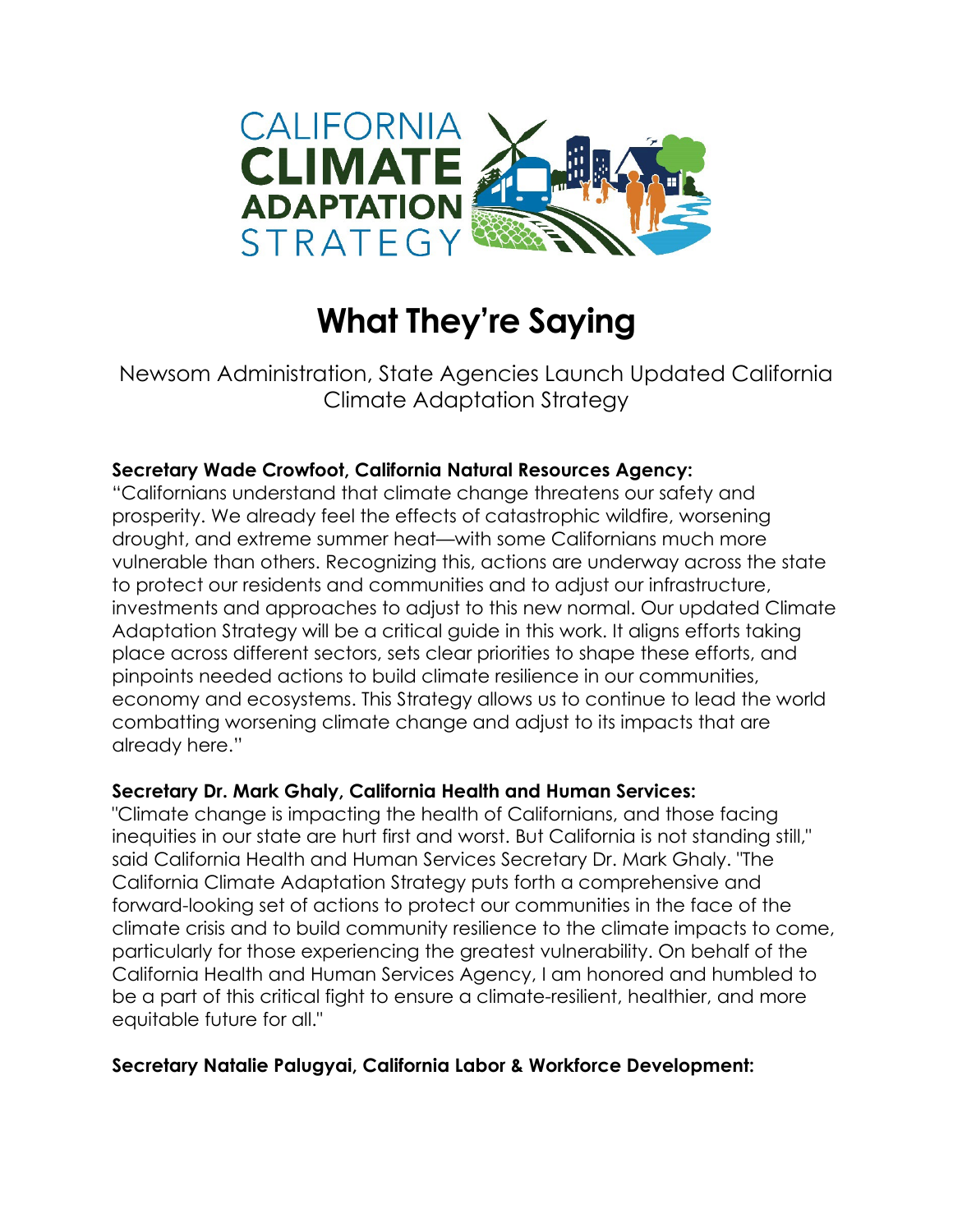CALIFORNIA CLIMATE ADAPTATION STRATEGY

# What They're Saying

Newsom Administration, State Agencies Launch Updated California Climate Adaptation Strategy

**Secretary Wade Crowfoot, California Natural Resources Agency:**
"Californians understand that climate change threatens our safety and prosperity. We already feel the effects of catastrophic wildfire, worsening drought, and extreme summer heat—with some Californians much more vulnerable than others. Recognizing this, actions are underway across the state to protect our residents and communities and to adjust our infrastructure, investments and approaches to adjust to this new normal. Our updated Climate Adaptation Strategy will be a critical guide in this work. It aligns efforts taking place across different sectors, sets clear priorities to shape these efforts, and pinpoints needed actions to build climate resilience in our communities, economy and ecosystems. This Strategy allows us to continue to lead the world combatting worsening climate change and adjust to its impacts that are already here."

**Secretary Dr. Mark Ghaly, California Health and Human Services:**
"Climate change is impacting the health of Californians, and those facing inequities in our state are hurt first and worst. But California is not standing still," said California Health and Human Services Secretary Dr. Mark Ghaly. "The California Climate Adaptation Strategy puts forth a comprehensive and forward-looking set of actions to protect our communities in the face of the climate crisis and to build community resilience to the climate impacts to come, particularly for those experiencing the greatest vulnerability. On behalf of the California Health and Human Services Agency, I am honored and humbled to be a part of this critical fight to ensure a climate-resilient, healthier, and more equitable future for all."

**Secretary Natalie Palugyai, California Labor & Workforce Development:**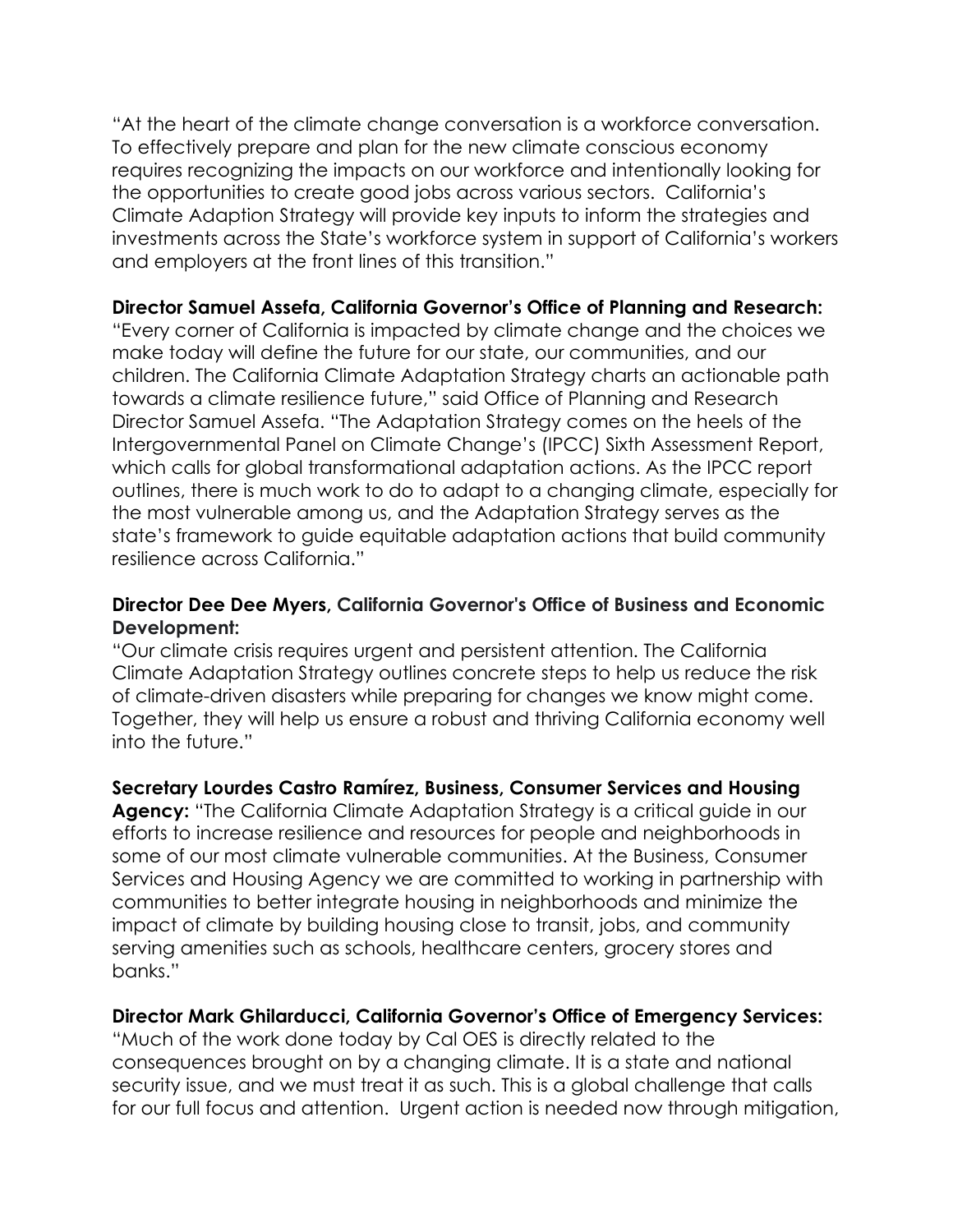"At the heart of the climate change conversation is a workforce conversation. To effectively prepare and plan for the new climate conscious economy requires recognizing the impacts on our workforce and intentionally looking for the opportunities to create good jobs across various sectors. California's Climate Adaption Strategy will provide key inputs to inform the strategies and investments across the State's workforce system in support of California's workers and employers at the front lines of this transition."

**Director Samuel Assefa, California Governor's Office of Planning and Research:** "Every corner of California is impacted by climate change and the choices we make today will define the future for our state, our communities, and our children. The California Climate Adaptation Strategy charts an actionable path towards a climate resilience future," said Office of Planning and Research Director Samuel Assefa. "The Adaptation Strategy comes on the heels of the Intergovernmental Panel on Climate Change's (IPCC) Sixth Assessment Report, which calls for global transformational adaptation actions. As the IPCC report outlines, there is much work to do to adapt to a changing climate, especially for the most vulnerable among us, and the Adaptation Strategy serves as the state's framework to guide equitable adaptation actions that build community resilience across California."

**Director Dee Dee Myers, California Governor's Office of Business and Economic Development:**
"Our climate crisis requires urgent and persistent attention. The California Climate Adaptation Strategy outlines concrete steps to help us reduce the risk of climate-driven disasters while preparing for changes we know might come. Together, they will help us ensure a robust and thriving California economy well into the future."

**Secretary Lourdes Castro Ramírez, Business, Consumer Services and Housing Agency:** "The California Climate Adaptation Strategy is a critical guide in our efforts to increase resilience and resources for people and neighborhoods in some of our most climate vulnerable communities. At the Business, Consumer Services and Housing Agency we are committed to working in partnership with communities to better integrate housing in neighborhoods and minimize the impact of climate by building housing close to transit, jobs, and community serving amenities such as schools, healthcare centers, grocery stores and banks."

**Director Mark Ghilarducci, California Governor's Office of Emergency Services:**
"Much of the work done today by Cal OES is directly related to the consequences brought on by a changing climate. It is a state and national security issue, and we must treat it as such. This is a global challenge that calls for our full focus and attention. Urgent action is needed now through mitigation,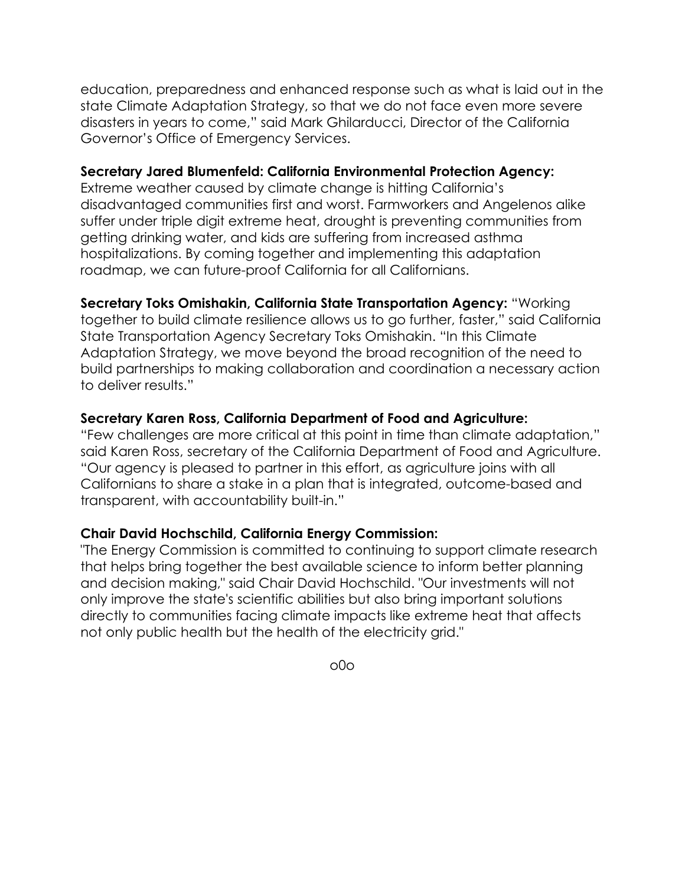education, preparedness and enhanced response such as what is laid out in the state Climate Adaptation Strategy, so that we do not face even more severe disasters in years to come," said Mark Ghilarducci, Director of the California Governor's Office of Emergency Services.

**Secretary Jared Blumenfeld: California Environmental Protection Agency:** Extreme weather caused by climate change is hitting California's disadvantaged communities first and worst. Farmworkers and Angelenos alike suffer under triple digit extreme heat, drought is preventing communities from getting drinking water, and kids are suffering from increased asthma hospitalizations. By coming together and implementing this adaptation roadmap, we can future-proof California for all Californians.

**Secretary Toks Omishakin, California State Transportation Agency:** "Working together to build climate resilience allows us to go further, faster," said California State Transportation Agency Secretary Toks Omishakin. "In this Climate Adaptation Strategy, we move beyond the broad recognition of the need to build partnerships to making collaboration and coordination a necessary action to deliver results."

**Secretary Karen Ross, California Department of Food and Agriculture:** "Few challenges are more critical at this point in time than climate adaptation," said Karen Ross, secretary of the California Department of Food and Agriculture. "Our agency is pleased to partner in this effort, as agriculture joins with all Californians to share a stake in a plan that is integrated, outcome-based and transparent, with accountability built-in."

**Chair David Hochschild, California Energy Commission:** "The Energy Commission is committed to continuing to support climate research that helps bring together the best available science to inform better planning and decision making," said Chair David Hochschild. "Our investments will not only improve the state's scientific abilities but also bring important solutions directly to communities facing climate impacts like extreme heat that affects not only public health but the health of the electricity grid."

o0o